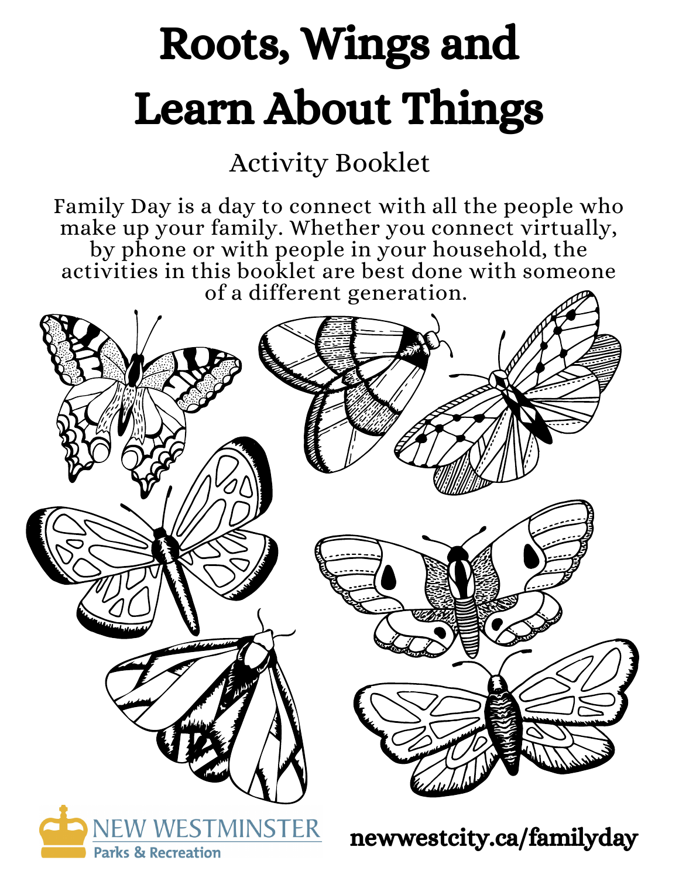# Roots, Wings and Learn About Things

## Activity Booklet

Family Day is a day to connect with all the people who make up your family. Whether you connect virtually, by phone or with people in your household, the activities in this booklet are best done with someone of a different generation.

NEW WESTMINSTER Parks & Recreation

newwestcity.ca/familyday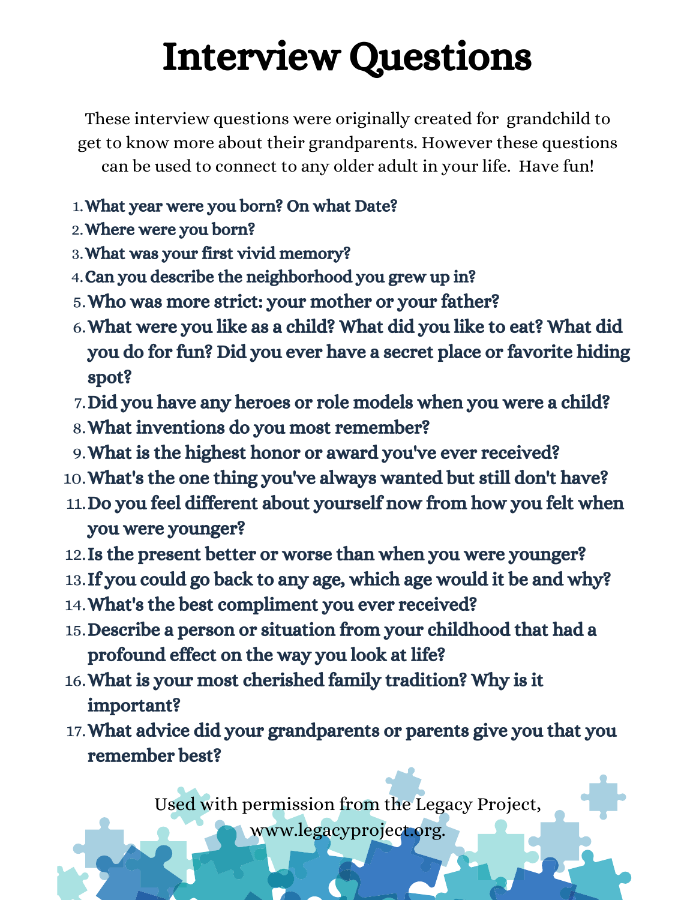# Interview Questions

These interview questions were originally created for  grandchild to get to know more about their grandparents. However these questions can be used to connect to any older adult in your life.  Have fun!

1. **What year were you born? On what Date?**
2. **Where were you born?**
3. **What was your first vivid memory?**
4. **Can you describe the neighborhood you grew up in?**
5. **Who was more strict: your mother or your father?**
6. **What were you like as a child? What did you like to eat? What did you do for fun? Did you ever have a secret place or favorite hiding spot?**
7. **Did you have any heroes or role models when you were a child?**
8. **What inventions do you most remember?**
9. **What is the highest honor or award you've ever received?**
10. **What's the one thing you've always wanted but still don't have?**
11. **Do you feel different about yourself now from how you felt when you were younger?**
12. **Is the present better or worse than when you were younger?**
13. **If you could go back to any age, which age would it be and why?**
14. **What's the best compliment you ever received?**
15. **Describe a person or situation from your childhood that had a profound effect on the way you look at life?**
16. **What is your most cherished family tradition? Why is it important?**
17. **What advice did your grandparents or parents give you that you remember best?**

Used with permission from the Legacy Project, www.legacyproject.org.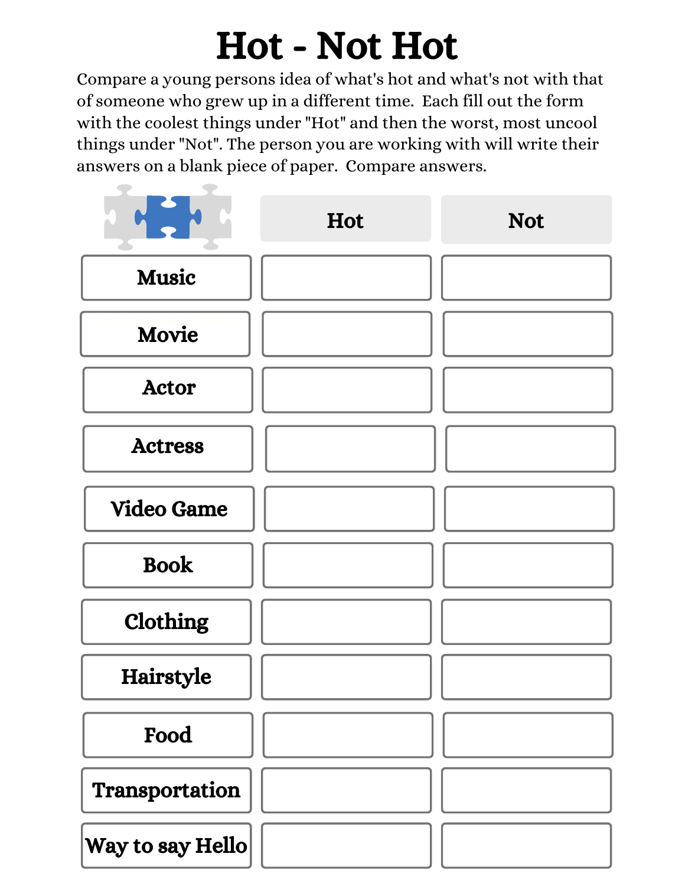# Hot - Not Hot

Compare a young persons idea of what's hot and what's not with that of someone who grew up in a different time. Each fill out the form with the coolest things under "Hot" and then the worst, most uncool things under "Not". The person you are working with will write their answers on a blank piece of paper. Compare answers.

| | Hot | Not |
|---|---|---|
| Music | | |
| Movie | | |
| Actor | | |
| Actress | | |
| Video Game | | |
| Book | | |
| Clothing | | |
| Hairstyle | | |
| Food | | |
| Transportation | | |
| Way to say Hello | | |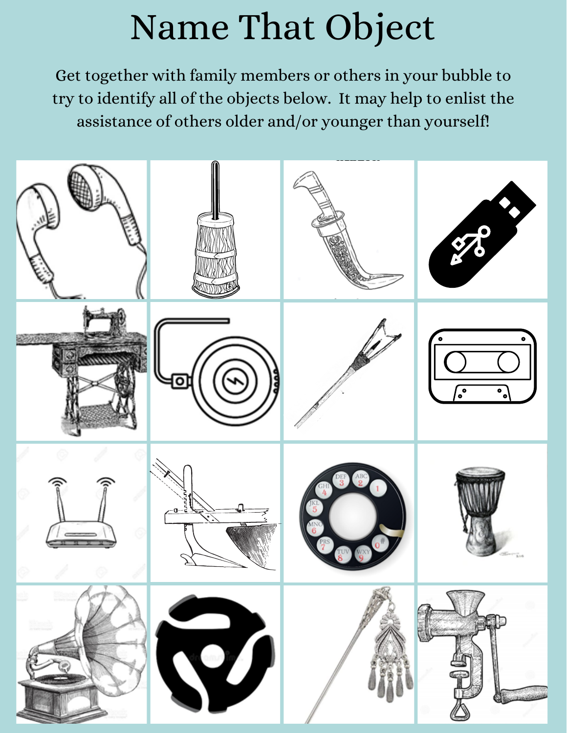# Name That Object

Get together with family members or others in your bubble to try to identify all of the objects below. It may help to enlist the assistance of others older and/or younger than yourself!